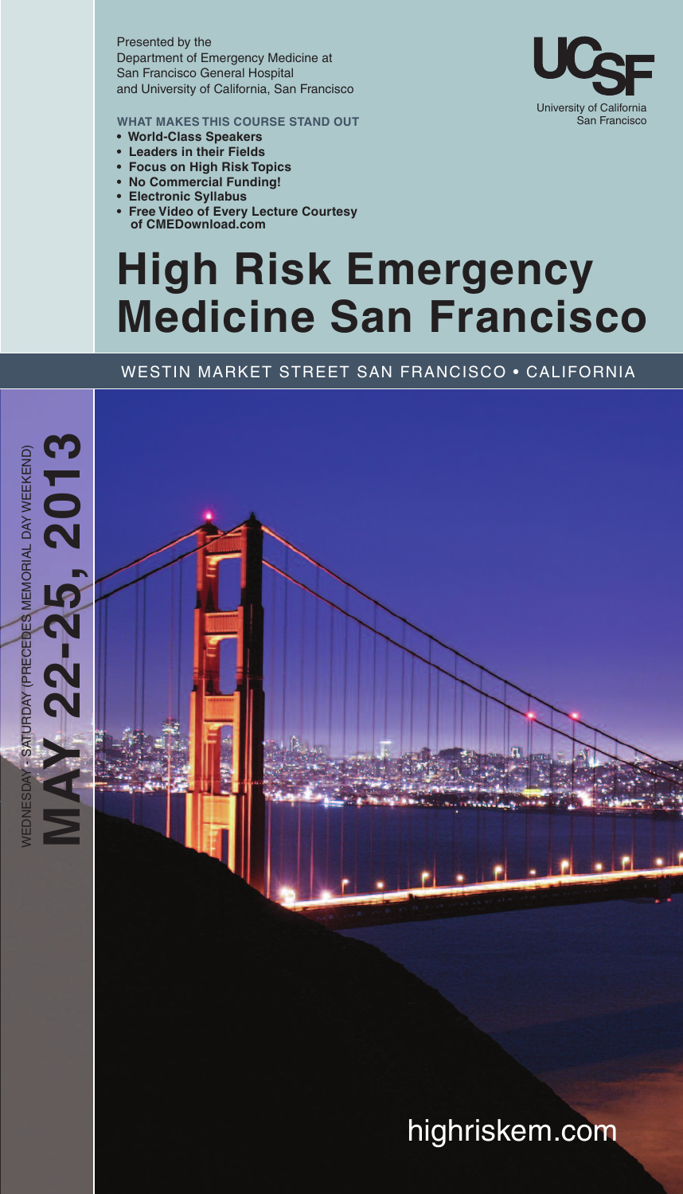Presented by the
Department of Emergency Medicine at
San Francisco General Hospital
and University of California, San Francisco

UCSF
University of California
San Francisco

**WHAT MAKES THIS COURSE STAND OUT**

- **World-Class Speakers**
- **Leaders in their Fields**
- **Focus on High Risk Topics**
- **No Commercial Funding!**
- **Electronic Syllabus**
- **Free Video of Every Lecture Courtesy of CMEDownload.com**

# High Risk Emergency Medicine San Francisco

WESTIN MARKET STREET SAN FRANCISCO • CALIFORNIA

WEDNESDAY - SATURDAY (PRECEDES MEMORIAL DAY WEEKEND)

**MAY 22-25, 2013**

highriskem.com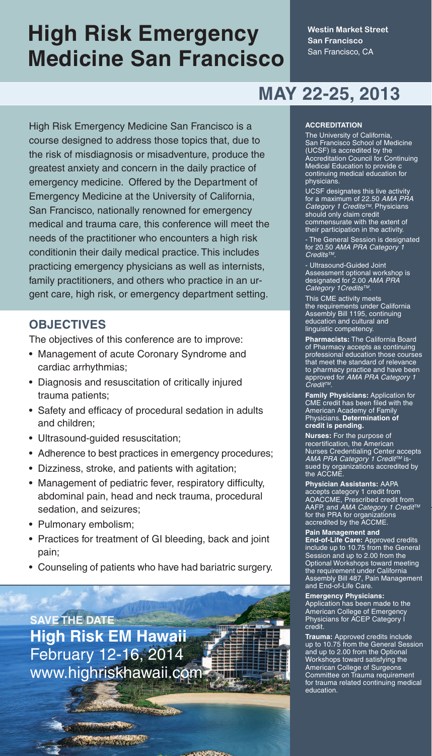# High Risk Emergency Medicine San Francisco

**Westin Market Street San Francisco**
San Francisco, CA

## MAY 22-25, 2013

High Risk Emergency Medicine San Francisco is a course designed to address those topics that, due to the risk of misdiagnosis or misadventure, produce the greatest anxiety and concern in the daily practice of emergency medicine. Offered by the Department of Emergency Medicine at the University of California, San Francisco, nationally renowned for emergency medical and trauma care, this conference will meet the needs of the practitioner who encounters a high risk conditionin their daily medical practice. This includes practicing emergency physicians as well as internists, family practitioners, and others who practice in an urgent care, high risk, or emergency department setting.

### OBJECTIVES

The objectives of this conference are to improve:

- Management of acute Coronary Syndrome and cardiac arrhythmias;
- Diagnosis and resuscitation of critically injured trauma patients;
- Safety and efficacy of procedural sedation in adults and children;
- Ultrasound-guided resuscitation;
- Adherence to best practices in emergency procedures;
- Dizziness, stroke, and patients with agitation;
- Management of pediatric fever, respiratory difficulty, abdominal pain, head and neck trauma, procedural sedation, and seizures;
- Pulmonary embolism;
- Practices for treatment of GI bleeding, back and joint pain;
- Counseling of patients who have had bariatric surgery.

**SAVE THE DATE**
**High Risk EM Hawaii**
February 12-16, 2014
www.highriskhawaii.com

### ACCREDITATION

The University of California, San Francisco School of Medicine (UCSF) is accredited by the Accreditation Council for Continuing Medical Education to provide c continuing medical education for physicians.

UCSF designates this live activity for a maximum of 22.50 *AMA PRA Category 1 Credits™*. Physicians should only claim credit commensurate with the extent of their participation in the activity.

- The General Session is designated for 20.50 *AMA PRA Category 1 Credits™*.

- Ultrasound-Guided Joint Assessment optional workshop is designated for 2.00 *AMA PRA Category 1Credits™*.

This CME activity meets the requirements under California Assembly Bill 1195, continuing education and cultural and linguistic competency.

**Pharmacists:** The California Board of Pharmacy accepts as continuing professional education those courses that meet the standard of relevance to pharmacy practice and have been approved for *AMA PRA Category 1 Credit™*.

**Family Physicians:** Application for CME credit has been filed with the American Academy of Family Physicians. **Determination of credit is pending.**

**Nurses:** For the purpose of recertification, the American Nurses Credentialing Center accepts *AMA PRA Category 1 Credit™* issued by organizations accredited by the ACCME.

**Physician Assistants:** AAPA accepts category 1 credit from AOACCME, Prescribed credit from AAFP, and *AMA Category 1 Credit™* for the PRA for organizations accredited by the ACCME.

**Pain Management and End-of-Life Care:** Approved credits include up to 10.75 from the General Session and up to 2.00 from the Optional Workshops toward meeting the requirement under California Assembly Bill 487, Pain Management and End-of-Life Care.

**Emergency Physicians:** Application has been made to the American College of Emergency Physicians for ACEP Category I credit.

**Trauma:** Approved credits include up to 10.75 from the General Session and up to 2.00 from the Optional Workshops toward satisfying the American College of Surgeons Committee on Trauma requirement for trauma related continuing medical education.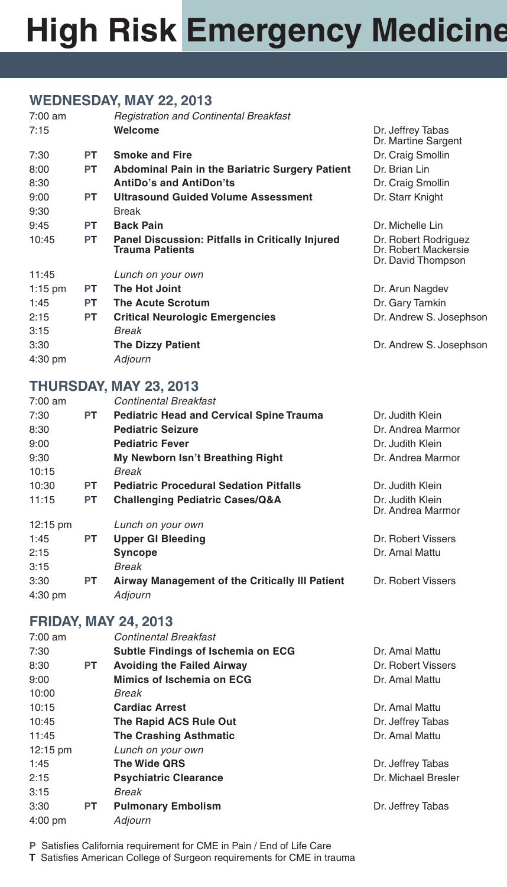# High Risk Emergency Medicine

## WEDNESDAY, MAY 22, 2013

| Time | | Session | Speaker |
|---|---|---|---|
| 7:00 am | | *Registration and Continental Breakfast* | |
| 7:15 | | **Welcome** | Dr. Jeffrey Tabas<br>Dr. Martine Sargent |
| 7:30 | PT | **Smoke and Fire** | Dr. Craig Smollin |
| 8:00 | PT | **Abdominal Pain in the Bariatric Surgery Patient** | Dr. Brian Lin |
| 8:30 | | **AntiDo's and AntiDon'ts** | Dr. Craig Smollin |
| 9:00 | PT | **Ultrasound Guided Volume Assessment** | Dr. Starr Knight |
| 9:30 | | Break | |
| 9:45 | PT | **Back Pain** | Dr. Michelle Lin |
| 10:45 | PT | **Panel Discussion: Pitfalls in Critically Injured Trauma Patients** | Dr. Robert Rodriguez<br>Dr. Robert Mackersie<br>Dr. David Thompson |
| 11:45 | | *Lunch on your own* | |
| 1:15 pm | PT | **The Hot Joint** | Dr. Arun Nagdev |
| 1:45 | PT | **The Acute Scrotum** | Dr. Gary Tamkin |
| 2:15 | PT | **Critical Neurologic Emergencies** | Dr. Andrew S. Josephson |
| 3:15 | | *Break* | |
| 3:30 | | **The Dizzy Patient** | Dr. Andrew S. Josephson |
| 4:30 pm | | *Adjourn* | |

## THURSDAY, MAY 23, 2013

| Time | | Session | Speaker |
|---|---|---|---|
| 7:00 am | | *Continental Breakfast* | |
| 7:30 | PT | **Pediatric Head and Cervical Spine Trauma** | Dr. Judith Klein |
| 8:30 | | **Pediatric Seizure** | Dr. Andrea Marmor |
| 9:00 | | **Pediatric Fever** | Dr. Judith Klein |
| 9:30 | | **My Newborn Isn't Breathing Right** | Dr. Andrea Marmor |
| 10:15 | | *Break* | |
| 10:30 | PT | **Pediatric Procedural Sedation Pitfalls** | Dr. Judith Klein |
| 11:15 | PT | **Challenging Pediatric Cases/Q&A** | Dr. Judith Klein<br>Dr. Andrea Marmor |
| 12:15 pm | | *Lunch on your own* | |
| 1:45 | PT | **Upper GI Bleeding** | Dr. Robert Vissers |
| 2:15 | | **Syncope** | Dr. Amal Mattu |
| 3:15 | | *Break* | |
| 3:30 | PT | **Airway Management of the Critically Ill Patient** | Dr. Robert Vissers |
| 4:30 pm | | *Adjourn* | |

## FRIDAY, MAY 24, 2013

| Time | | Session | Speaker |
|---|---|---|---|
| 7:00 am | | *Continental Breakfast* | |
| 7:30 | | **Subtle Findings of Ischemia on ECG** | Dr. Amal Mattu |
| 8:30 | PT | **Avoiding the Failed Airway** | Dr. Robert Vissers |
| 9:00 | | **Mimics of Ischemia on ECG** | Dr. Amal Mattu |
| 10:00 | | *Break* | |
| 10:15 | | **Cardiac Arrest** | Dr. Amal Mattu |
| 10:45 | | **The Rapid ACS Rule Out** | Dr. Jeffrey Tabas |
| 11:45 | | **The Crashing Asthmatic** | Dr. Amal Mattu |
| 12:15 pm | | *Lunch on your own* | |
| 1:45 | | **The Wide QRS** | Dr. Jeffrey Tabas |
| 2:15 | | **Psychiatric Clearance** | Dr. Michael Bresler |
| 3:15 | | *Break* | |
| 3:30 | PT | **Pulmonary Embolism** | Dr. Jeffrey Tabas |
| 4:00 pm | | *Adjourn* | |

**P** Satisfies California requirement for CME in Pain / End of Life Care
**T** Satisfies American College of Surgeon requirements for CME in trauma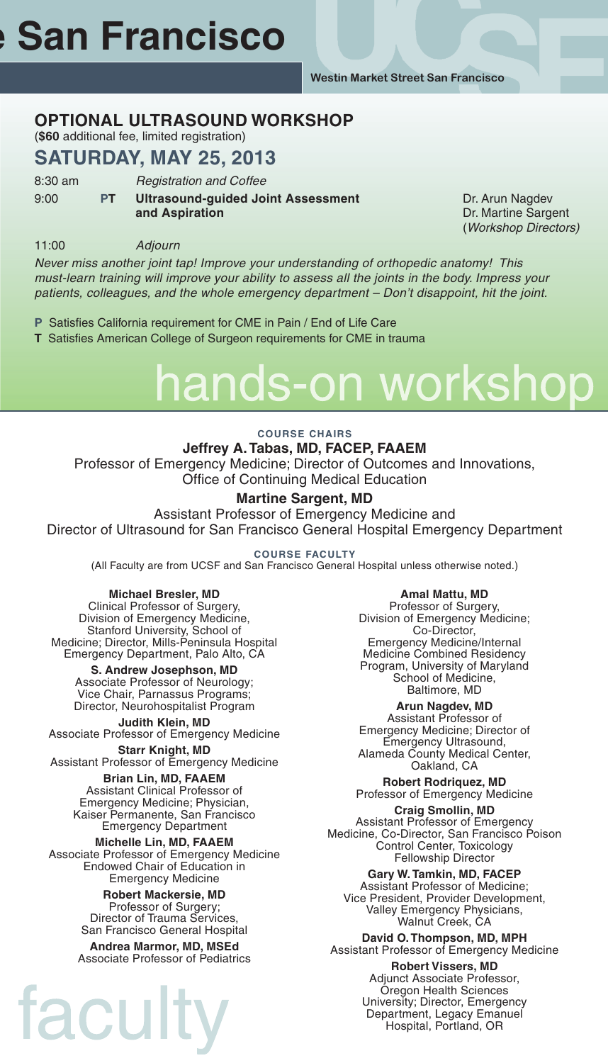e San Francisco

**Westin Market Street San Francisco**

## OPTIONAL ULTRASOUND WORKSHOP

(**$60** additional fee, limited registration)

## SATURDAY, MAY 25, 2013

| | | | |
|---|---|---|---|
| 8:30 am | | *Registration and Coffee* | |
| 9:00 | **PT** | **Ultrasound-guided Joint Assessment and Aspiration** | Dr. Arun Nagdev<br>Dr. Martine Sargent<br>(*Workshop Directors)* |
| 11:00 | | *Adjourn* | |

*Never miss another joint tap! Improve your understanding of orthopedic anatomy! This must-learn training will improve your ability to assess all the joints in the body. Impress your patients, colleagues, and the whole emergency department – Don't disappoint, hit the joint.*

**P** Satisfies California requirement for CME in Pain / End of Life Care
**T** Satisfies American College of Surgeon requirements for CME in trauma

# hands-on workshop

**COURSE CHAIRS**

**Jeffrey A. Tabas, MD, FACEP, FAAEM**
Professor of Emergency Medicine; Director of Outcomes and Innovations, Office of Continuing Medical Education

**Martine Sargent, MD**
Assistant Professor of Emergency Medicine and Director of Ultrasound for San Francisco General Hospital Emergency Department

**COURSE FACULTY**

(All Faculty are from UCSF and San Francisco General Hospital unless otherwise noted.)

**Michael Bresler, MD**
Clinical Professor of Surgery, Division of Emergency Medicine, Stanford University, School of Medicine; Director, Mills-Peninsula Hospital Emergency Department, Palo Alto, CA

**S. Andrew Josephson, MD**
Associate Professor of Neurology; Vice Chair, Parnassus Programs; Director, Neurohospitalist Program

**Judith Klein, MD**
Associate Professor of Emergency Medicine

**Starr Knight, MD**
Assistant Professor of Emergency Medicine

**Brian Lin, MD, FAAEM**
Assistant Clinical Professor of Emergency Medicine; Physician, Kaiser Permanente, San Francisco Emergency Department

**Michelle Lin, MD, FAAEM**
Associate Professor of Emergency Medicine Endowed Chair of Education in Emergency Medicine

**Robert Mackersie, MD**
Professor of Surgery; Director of Trauma Services, San Francisco General Hospital

**Andrea Marmor, MD, MSEd**
Associate Professor of Pediatrics

**Amal Mattu, MD**
Professor of Surgery, Division of Emergency Medicine; Co-Director, Emergency Medicine/Internal Medicine Combined Residency Program, University of Maryland School of Medicine, Baltimore, MD

**Arun Nagdev, MD**
Assistant Professor of Emergency Medicine; Director of Emergency Ultrasound, Alameda County Medical Center, Oakland, CA

**Robert Rodriquez, MD**
Professor of Emergency Medicine

**Craig Smollin, MD**
Assistant Professor of Emergency Medicine, Co-Director, San Francisco Poison Control Center, Toxicology Fellowship Director

**Gary W. Tamkin, MD, FACEP**
Assistant Professor of Medicine; Vice President, Provider Development, Valley Emergency Physicians, Walnut Creek, CA

**David O. Thompson, MD, MPH**
Assistant Professor of Emergency Medicine

**Robert Vissers, MD**
Adjunct Associate Professor, Oregon Health Sciences University; Director, Emergency Department, Legacy Emanuel Hospital, Portland, OR

# faculty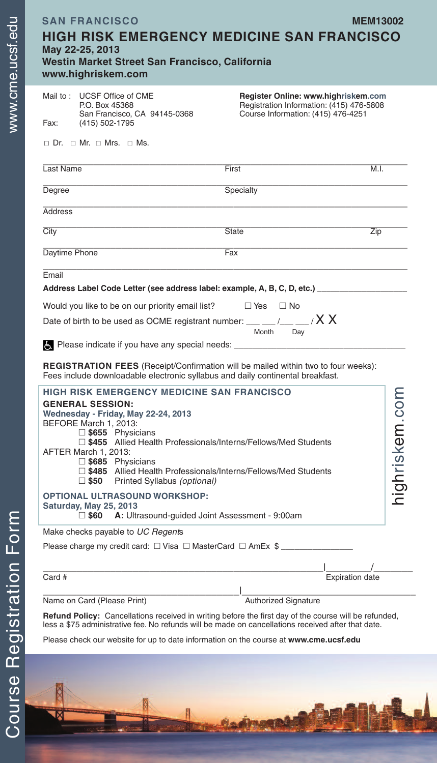**SAN FRANCISCO** **MEM13002**

# HIGH RISK EMERGENCY MEDICINE SAN FRANCISCO

**May 22-25, 2013**
**Westin Market Street San Francisco, California**
**www.highriskem.com**

Mail to : UCSF Office of CME
P.O. Box 45368
San Francisco, CA 94145-0368
Fax: (415) 502-1795

**Register Online: www.highriskem.com**
Registration Information: (415) 476-5808
Course Information: (415) 476-4251

☐ Dr. ☐ Mr. ☐ Mrs. ☐ Ms.

Last Name _______________ First _______________ M.I. _____

Degree _______________ Specialty _______________

Address _______________

City _______________ State _______________ Zip _____

Daytime Phone _______________ Fax _______________

Email _______________

**Address Label Code Letter (see address label: example, A, B, C, D, etc.)** _______________

Would you like to be on our priority email list? ☐ Yes ☐ No

Date of birth to be used as OCME registrant number: ___ ___ /___ ___ / X X
Month Day

Please indicate if you have any special needs: _______________

**REGISTRATION FEES** (Receipt/Confirmation will be mailed within two to four weeks): Fees include downloadable electronic syllabus and daily continental breakfast.

## HIGH RISK EMERGENCY MEDICINE SAN FRANCISCO

**GENERAL SESSION:**
**Wednesday - Friday, May 22-24, 2013**

BEFORE March 1, 2013:
- ☐ **$655** Physicians
- ☐ **$455** Allied Health Professionals/Interns/Fellows/Med Students

AFTER March 1, 2013:
- ☐ **$685** Physicians
- ☐ **$485** Allied Health Professionals/Interns/Fellows/Med Students
- ☐ **$50** Printed Syllabus *(optional)*

**OPTIONAL ULTRASOUND WORKSHOP:**
**Saturday, May 25, 2013**
- ☐ **$60** **A:** Ultrasound-guided Joint Assessment - 9:00am

highriskem.com

Make checks payable to *UC Regents*

Please charge my credit card: ☐ Visa ☐ MasterCard ☐ AmEx $ _______________

Card # _______________ | Expiration date ____/____

Name on Card (Please Print) _______________ | Authorized Signature _______________

**Refund Policy:** Cancellations received in writing before the first day of the course will be refunded, less a $75 administrative fee. No refunds will be made on cancellations received after that date.

Please check our website for up to date information on the course at **www.cme.ucsf.edu**

www.cme.ucsf.edu

Course Registration Form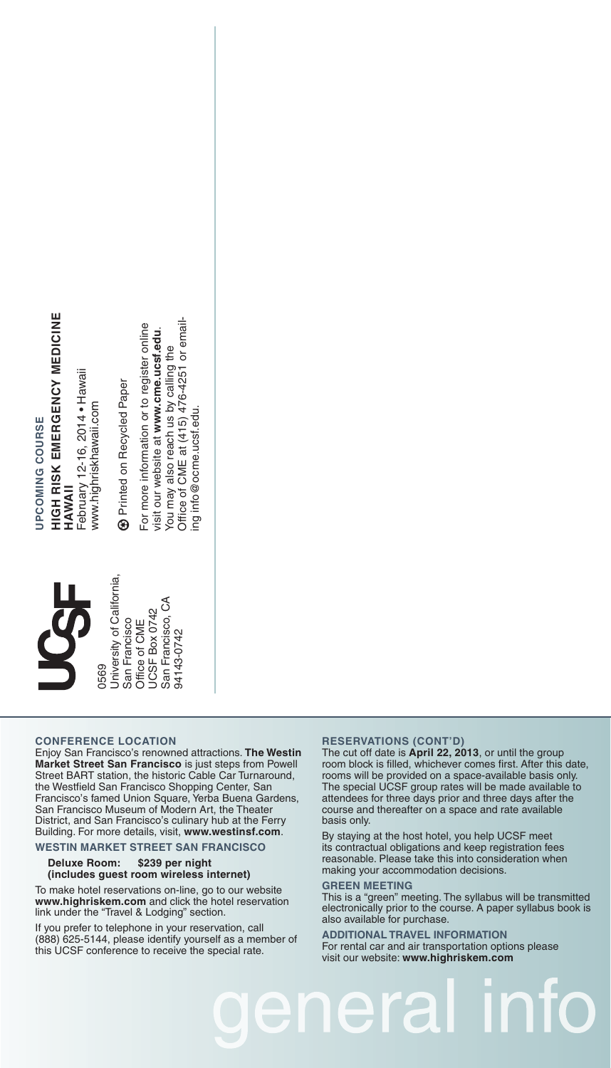**UCSF**

0569
University of California, San Francisco
Office of CME
UCSF Box 0742
San Francisco, CA
94143-0742

**UPCOMING COURSE**

**HIGH RISK EMERGENCY MEDICINE HAWAII**
February 12-16, 2014 • Hawaii
www.highriskhawaii.com

Printed on Recycled Paper

For more information or to register online visit our website at **www.cme.ucsf.edu**. You may also reach us by calling the Office of CME at (415) 476-4251 or emailing info@ocme.ucsf.edu.

# general info

## CONFERENCE LOCATION

Enjoy San Francisco's renowned attractions. **The Westin Market Street San Francisco** is just steps from Powell Street BART station, the historic Cable Car Turnaround, the Westfield San Francisco Shopping Center, San Francisco's famed Union Square, Yerba Buena Gardens, San Francisco Museum of Modern Art, the Theater District, and San Francisco's culinary hub at the Ferry Building. For more details, visit, **www.westinsf.com**.

## WESTIN MARKET STREET SAN FRANCISCO

**Deluxe Room: $239 per night (includes guest room wireless internet)**

To make hotel reservations on-line, go to our website **www.highriskem.com** and click the hotel reservation link under the "Travel & Lodging" section.

If you prefer to telephone in your reservation, call (888) 625-5144, please identify yourself as a member of this UCSF conference to receive the special rate.

## RESERVATIONS (CONT'D)

The cut off date is **April 22, 2013**, or until the group room block is filled, whichever comes first. After this date, rooms will be provided on a space-available basis only. The special UCSF group rates will be made available to attendees for three days prior and three days after the course and thereafter on a space and rate available basis only.

By staying at the host hotel, you help UCSF meet its contractual obligations and keep registration fees reasonable. Please take this into consideration when making your accommodation decisions.

## GREEN MEETING

This is a "green" meeting. The syllabus will be transmitted electronically prior to the course. A paper syllabus book is also available for purchase.

## ADDITIONAL TRAVEL INFORMATION

For rental car and air transportation options please visit our website: **www.highriskem.com**